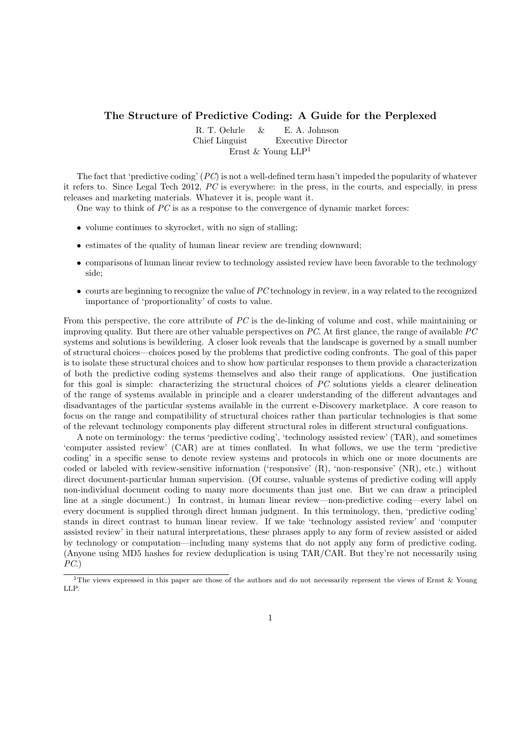# The Structure of Predictive Coding: A Guide for the Perplexed

R. T. Oehrle & E. A. Johnson
Chief Linguist — Executive Director
Ernst & Young LLP[1]

The fact that 'predictive coding' (*PC*) is not a well-defined term hasn't impeded the popularity of whatever it refers to. Since Legal Tech 2012, *PC* is everywhere: in the press, in the courts, and especially, in press releases and marketing materials. Whatever it is, people want it.

One way to think of *PC* is as a response to the convergence of dynamic market forces:

- volume continues to skyrocket, with no sign of stalling;
- estimates of the quality of human linear review are trending downward;
- comparisons of human linear review to technology assisted review have been favorable to the technology side;
- courts are beginning to recognize the value of *PC* technology in review, in a way related to the recognized importance of 'proportionality' of costs to value.

From this perspective, the core attribute of *PC* is the de-linking of volume and cost, while maintaining or improving quality. But there are other valuable perspectives on *PC*. At first glance, the range of available *PC* systems and solutions is bewildering. A closer look reveals that the landscape is governed by a small number of structural choices—choices posed by the problems that predictive coding confronts. The goal of this paper is to isolate these structural choices and to show how particular responses to them provide a characterization of both the predictive coding systems themselves and also their range of applications. One justification for this goal is simple: characterizing the structural choices of *PC* solutions yields a clearer delineation of the range of systems available in principle and a clearer understanding of the different advantages and disadvantages of the particular systems available in the current e-Discovery marketplace. A core reason to focus on the range and compatibility of structural choices rather than particular technologies is that some of the relevant technology components play different structural roles in different structural configuations.

A note on terminology: the terms 'predictive coding', 'technology assisted review' (TAR), and sometimes 'computer assisted review' (CAR) are at times conflated. In what follows, we use the term 'predictive coding' in a specific sense to denote review systems and protocols in which one or more documents are coded or labeled with review-sensitive information ('responsive' (R), 'non-responsive' (NR), etc.) without direct document-particular human supervision. (Of course, valuable systems of predictive coding will apply non-individual document coding to many more documents than just one. But we can draw a principled line at a single document.) In contrast, in human linear review—non-predictive coding—every label on every document is supplied through direct human judgment. In this terminology, then, 'predictive coding' stands in direct contrast to human linear review. If we take 'technology assisted review' and 'computer assisted review' in their natural interpretations, these phrases apply to any form of review assisted or aided by technology or computation—including many systems that do not apply any form of predictive coding. (Anyone using MD5 hashes for review deduplication is using TAR/CAR. But they're not necessarily using *PC*.)

[1] The views expressed in this paper are those of the authors and do not necessarily represent the views of Ernst & Young LLP.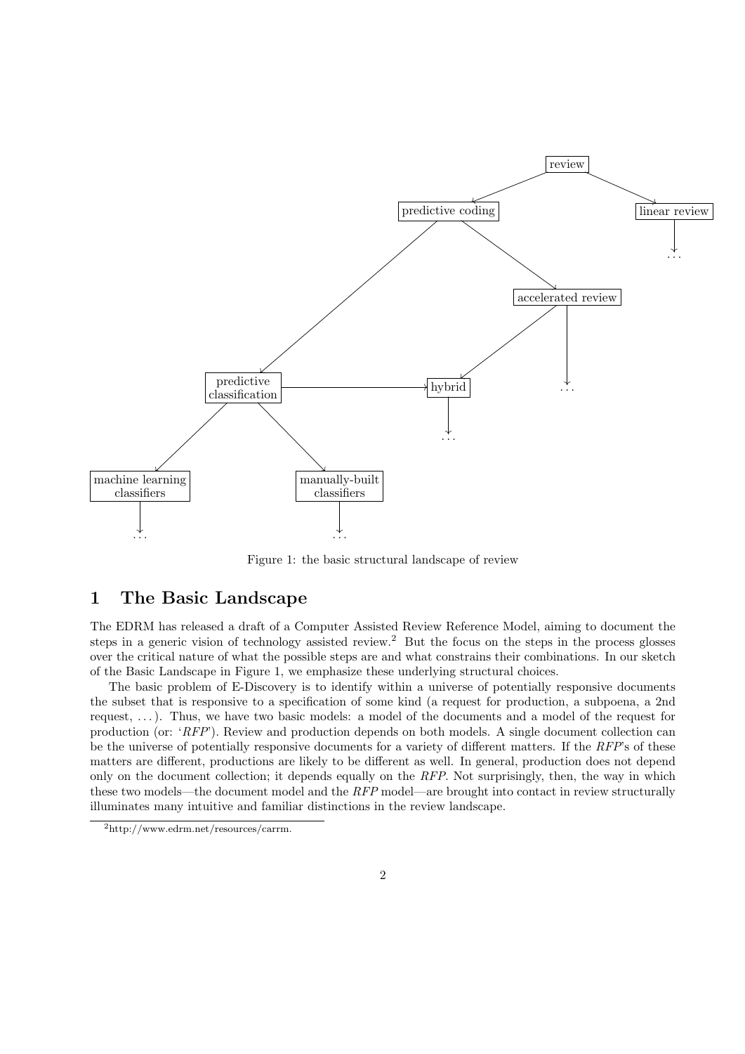Figure 1: the basic structural landscape of review

# 1 The Basic Landscape

The EDRM has released a draft of a Computer Assisted Review Reference Model, aiming to document the steps in a generic vision of technology assisted review.[2] But the focus on the steps in the process glosses over the critical nature of what the possible steps are and what constrains their combinations. In our sketch of the Basic Landscape in Figure 1, we emphasize these underlying structural choices.

The basic problem of E-Discovery is to identify within a universe of potentially responsive documents the subset that is responsive to a specification of some kind (a request for production, a subpoena, a 2nd request, . . . ). Thus, we have two basic models: a model of the documents and a model of the request for production (or: '*RFP*'). Review and production depends on both models. A single document collection can be the universe of potentially responsive documents for a variety of different matters. If the *RFP*'s of these matters are different, productions are likely to be different as well. In general, production does not depend only on the document collection; it depends equally on the *RFP*. Not surprisingly, then, the way in which these two models—the document model and the *RFP* model—are brought into contact in review structurally illuminates many intuitive and familiar distinctions in the review landscape.

[2] http://www.edrm.net/resources/carrm.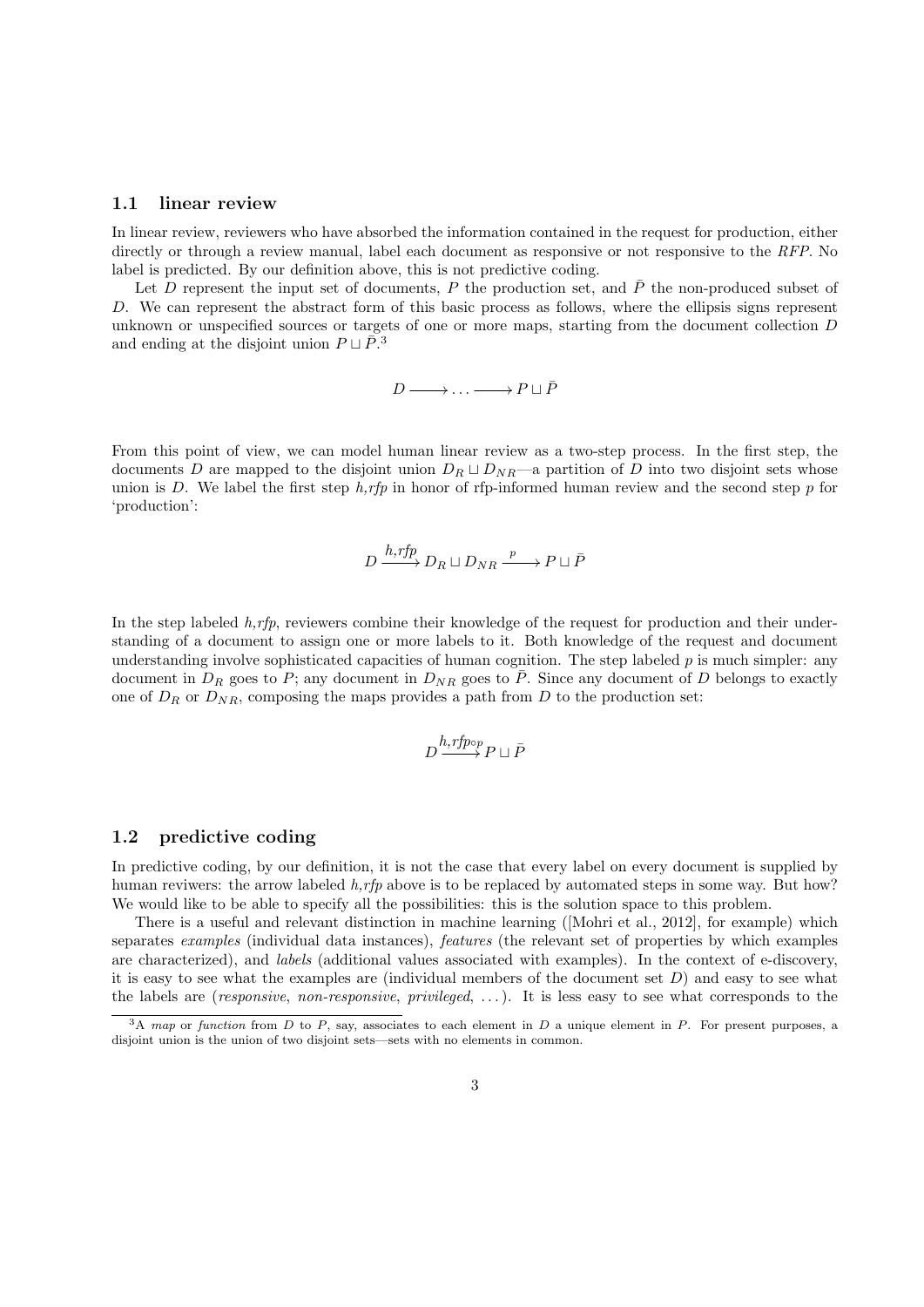## 1.1 linear review

In linear review, reviewers who have absorbed the information contained in the request for production, either directly or through a review manual, label each document as responsive or not responsive to the *RFP*. No label is predicted. By our definition above, this is not predictive coding.

Let $D$ represent the input set of documents, $P$ the production set, and $\bar{P}$ the non-produced subset of $D$. We can represent the abstract form of this basic process as follows, where the ellipsis signs represent unknown or unspecified sources or targets of one or more maps, starting from the document collection $D$ and ending at the disjoint union $P \sqcup \bar{P}$.[3]

$$D \longrightarrow \ldots \longrightarrow P \sqcup \bar{P}$$

From this point of view, we can model human linear review as a two-step process. In the first step, the documents $D$ are mapped to the disjoint union $D_R \sqcup D_{NR}$—a partition of $D$ into two disjoint sets whose union is $D$. We label the first step *h,rfp* in honor of rfp-informed human review and the second step $p$ for 'production':

$$D \xrightarrow{h,rfp} D_R \sqcup D_{NR} \xrightarrow{p} P \sqcup \bar{P}$$

In the step labeled *h,rfp*, reviewers combine their knowledge of the request for production and their understanding of a document to assign one or more labels to it. Both knowledge of the request and document understanding involve sophisticated capacities of human cognition. The step labeled $p$ is much simpler: any document in $D_R$ goes to $P$; any document in $D_{NR}$ goes to $\bar{P}$. Since any document of $D$ belongs to exactly one of $D_R$ or $D_{NR}$, composing the maps provides a path from $D$ to the production set:

$$D \xrightarrow{h,rfp \circ p} P \sqcup \bar{P}$$

## 1.2 predictive coding

In predictive coding, by our definition, it is not the case that every label on every document is supplied by human reviewers: the arrow labeled *h,rfp* above is to be replaced by automated steps in some way. But how? We would like to be able to specify all the possibilities: this is the solution space to this problem.

There is a useful and relevant distinction in machine learning ([Mohri et al., 2012], for example) which separates *examples* (individual data instances), *features* (the relevant set of properties by which examples are characterized), and *labels* (additional values associated with examples). In the context of e-discovery, it is easy to see what the examples are (individual members of the document set $D$) and easy to see what the labels are (*responsive*, *non-responsive*, *privileged*, ...). It is less easy to see what corresponds to the

[3] A *map* or *function* from $D$ to $P$, say, associates to each element in $D$ a unique element in $P$. For present purposes, a disjoint union is the union of two disjoint sets—sets with no elements in common.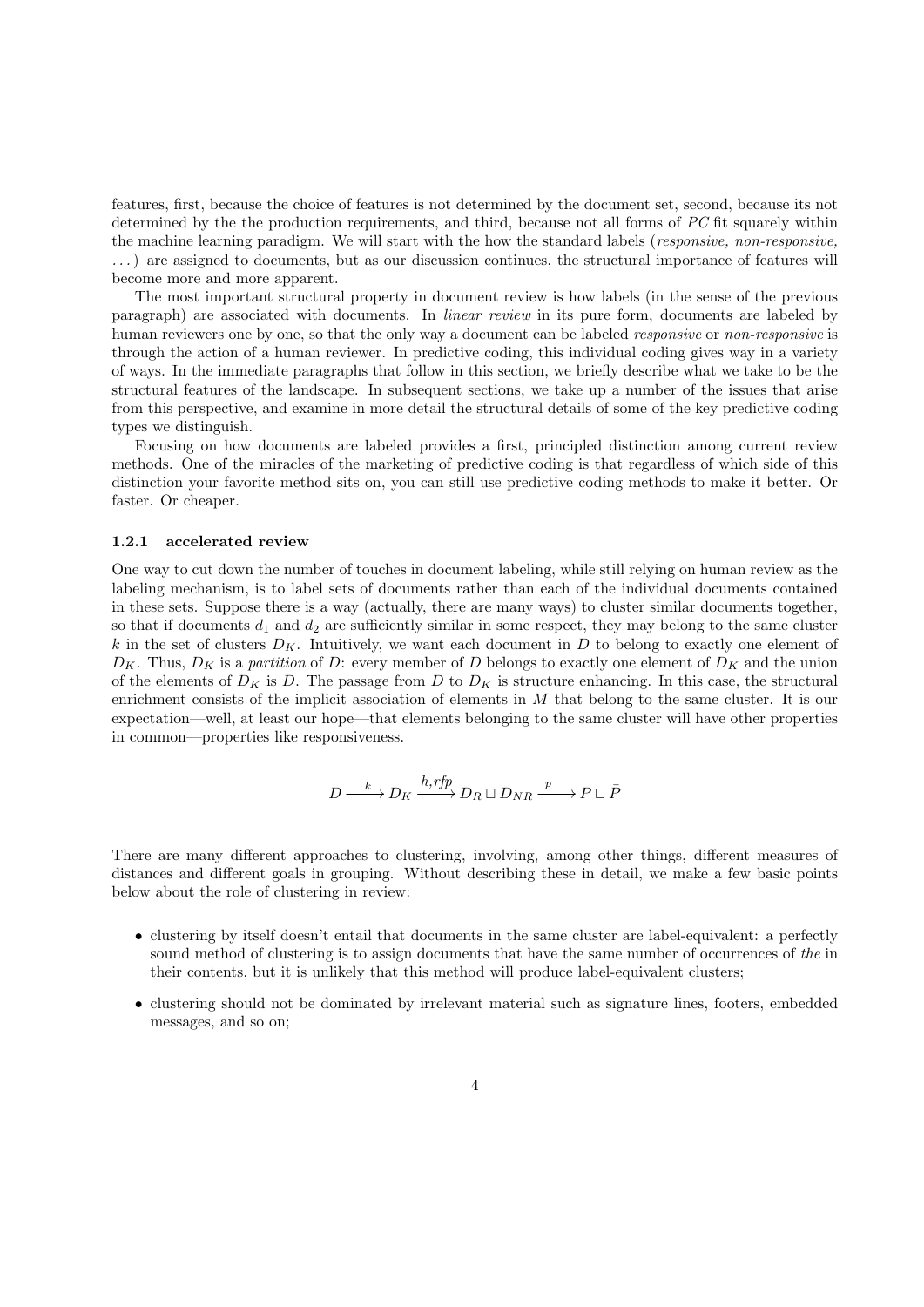features, first, because the choice of features is not determined by the document set, second, because its not determined by the the production requirements, and third, because not all forms of $PC$ fit squarely within the machine learning paradigm. We will start with the how the standard labels (*responsive, non-responsive, ...*) are assigned to documents, but as our discussion continues, the structural importance of features will become more and more apparent.

The most important structural property in document review is how labels (in the sense of the previous paragraph) are associated with documents. In *linear review* in its pure form, documents are labeled by human reviewers one by one, so that the only way a document can be labeled *responsive* or *non-responsive* is through the action of a human reviewer. In predictive coding, this individual coding gives way in a variety of ways. In the immediate paragraphs that follow in this section, we briefly describe what we take to be the structural features of the landscape. In subsequent sections, we take up a number of the issues that arise from this perspective, and examine in more detail the structural details of some of the key predictive coding types we distinguish.

Focusing on how documents are labeled provides a first, principled distinction among current review methods. One of the miracles of the marketing of predictive coding is that regardless of which side of this distinction your favorite method sits on, you can still use predictive coding methods to make it better. Or faster. Or cheaper.

### 1.2.1 accelerated review

One way to cut down the number of touches in document labeling, while still relying on human review as the labeling mechanism, is to label sets of documents rather than each of the individual documents contained in these sets. Suppose there is a way (actually, there are many ways) to cluster similar documents together, so that if documents $d_1$ and $d_2$ are sufficiently similar in some respect, they may belong to the same cluster $k$ in the set of clusters $D_K$. Intuitively, we want each document in $D$ to belong to exactly one element of $D_K$. Thus, $D_K$ is a *partition* of $D$: every member of $D$ belongs to exactly one element of $D_K$ and the union of the elements of $D_K$ is $D$. The passage from $D$ to $D_K$ is structure enhancing. In this case, the structural enrichment consists of the implicit association of elements in $M$ that belong to the same cluster. It is our expectation—well, at least our hope—that elements belonging to the same cluster will have other properties in common—properties like responsiveness.

$$D \xrightarrow{\;k\;} D_K \xrightarrow{h,rfp} D_R \sqcup D_{NR} \xrightarrow{\;p\;} P \sqcup \bar{P}$$

There are many different approaches to clustering, involving, among other things, different measures of distances and different goals in grouping. Without describing these in detail, we make a few basic points below about the role of clustering in review:

- clustering by itself doesn't entail that documents in the same cluster are label-equivalent: a perfectly sound method of clustering is to assign documents that have the same number of occurrences of *the* in their contents, but it is unlikely that this method will produce label-equivalent clusters;
- clustering should not be dominated by irrelevant material such as signature lines, footers, embedded messages, and so on;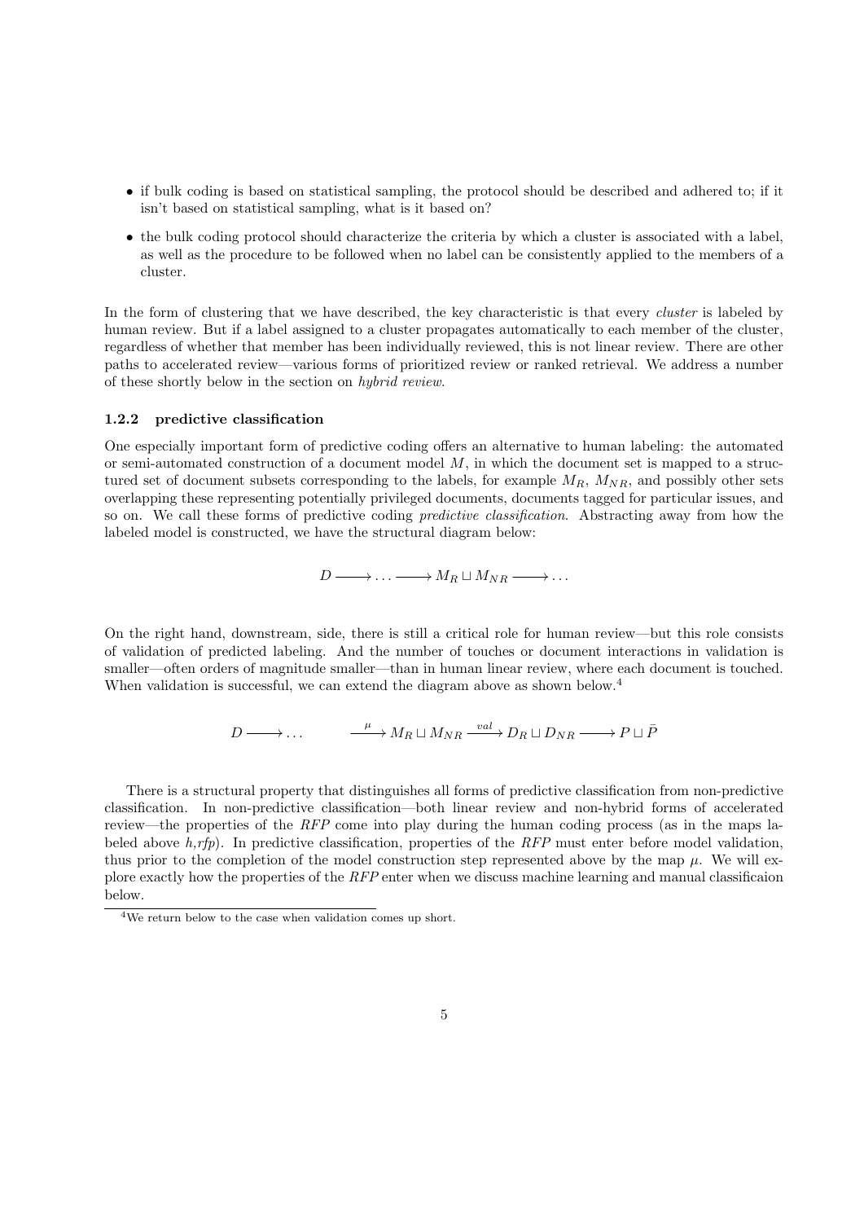- if bulk coding is based on statistical sampling, the protocol should be described and adhered to; if it isn't based on statistical sampling, what is it based on?
- the bulk coding protocol should characterize the criteria by which a cluster is associated with a label, as well as the procedure to be followed when no label can be consistently applied to the members of a cluster.

In the form of clustering that we have described, the key characteristic is that every *cluster* is labeled by human review. But if a label assigned to a cluster propagates automatically to each member of the cluster, regardless of whether that member has been individually reviewed, this is not linear review. There are other paths to accelerated review—various forms of prioritized review or ranked retrieval. We address a number of these shortly below in the section on *hybrid review*.

### 1.2.2 predictive classification

One especially important form of predictive coding offers an alternative to human labeling: the automated or semi-automated construction of a document model $M$, in which the document set is mapped to a structured set of document subsets corresponding to the labels, for example $M_R$, $M_{NR}$, and possibly other sets overlapping these representing potentially privileged documents, documents tagged for particular issues, and so on. We call these forms of predictive coding *predictive classification*. Abstracting away from how the labeled model is constructed, we have the structural diagram below:

$$D \longrightarrow \ldots \longrightarrow M_R \sqcup M_{NR} \longrightarrow \ldots$$

On the right hand, downstream, side, there is still a critical role for human review—but this role consists of validation of predicted labeling. And the number of touches or document interactions in validation is smaller—often orders of magnitude smaller—than in human linear review, where each document is touched. When validation is successful, we can extend the diagram above as shown below.[4]

$$D \longrightarrow \ldots \qquad \xrightarrow{\mu} M_R \sqcup M_{NR} \xrightarrow{val} D_R \sqcup D_{NR} \longrightarrow P \sqcup \bar{P}$$

There is a structural property that distinguishes all forms of predictive classification from non-predictive classification. In non-predictive classification—both linear review and non-hybrid forms of accelerated review—the properties of the *RFP* come into play during the human coding process (as in the maps labeled above *h,rfp*). In predictive classification, properties of the *RFP* must enter before model validation, thus prior to the completion of the model construction step represented above by the map $\mu$. We will explore exactly how the properties of the *RFP* enter when we discuss machine learning and manual classificaion below.

[4] We return below to the case when validation comes up short.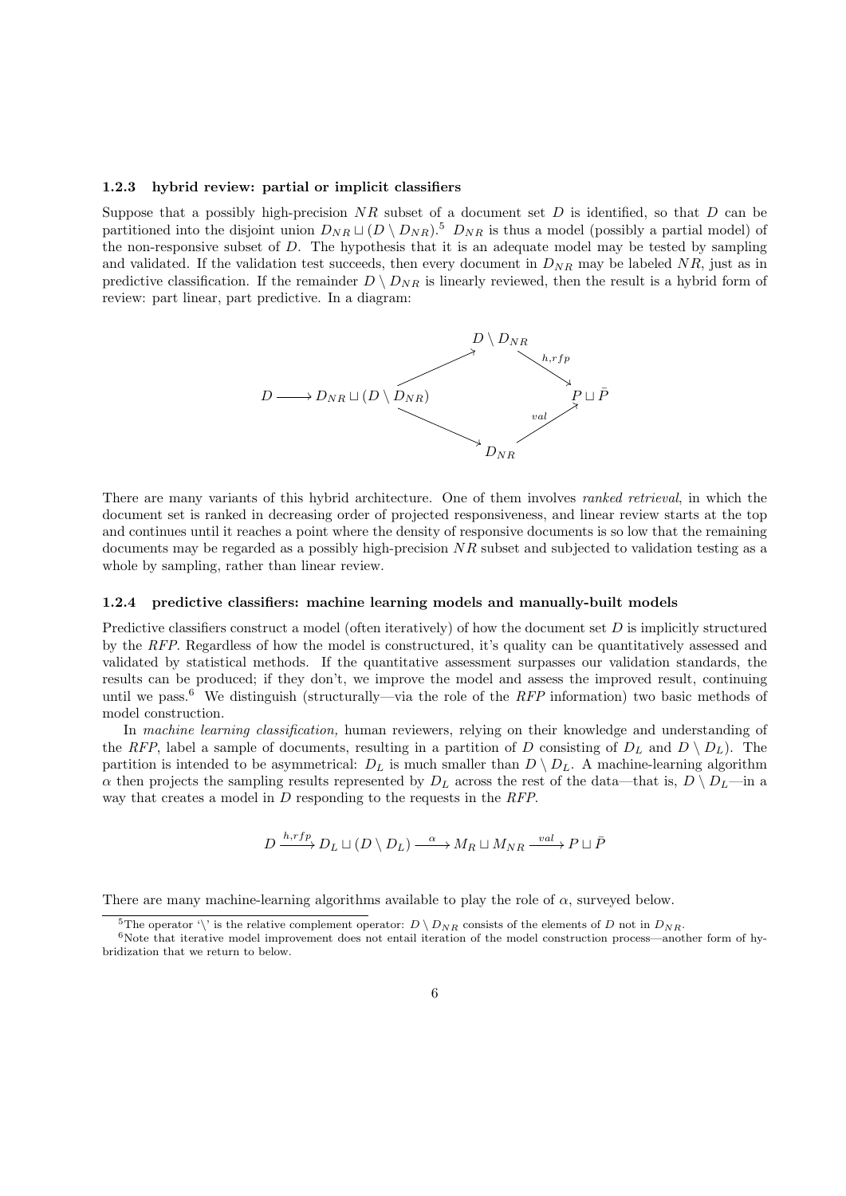### 1.2.3 hybrid review: partial or implicit classifiers

Suppose that a possibly high-precision $NR$ subset of a document set $D$ is identified, so that $D$ can be partitioned into the disjoint union $D_{NR} \sqcup (D \setminus D_{NR})$.[5] $D_{NR}$ is thus a model (possibly a partial model) of the non-responsive subset of $D$. The hypothesis that it is an adequate model may be tested by sampling and validated. If the validation test succeeds, then every document in $D_{NR}$ may be labeled $NR$, just as in predictive classification. If the remainder $D \setminus D_{NR}$ is linearly reviewed, then the result is a hybrid form of review: part linear, part predictive. In a diagram:

$$
\begin{array}{ccccc}
 & & D \setminus D_{NR} & & \\
 & \nearrow & & \overset{h,rfp}{\searrow} & \\
D \longrightarrow D_{NR} \sqcup (D \setminus D_{NR}) & & & & P \sqcup \bar{P} \\
 & \searrow & & \underset{val}{\nearrow} & \\
 & & D_{NR} & &
\end{array}
$$

There are many variants of this hybrid architecture. One of them involves *ranked retrieval*, in which the document set is ranked in decreasing order of projected responsiveness, and linear review starts at the top and continues until it reaches a point where the density of responsive documents is so low that the remaining documents may be regarded as a possibly high-precision $NR$ subset and subjected to validation testing as a whole by sampling, rather than linear review.

### 1.2.4 predictive classifiers: machine learning models and manually-built models

Predictive classifiers construct a model (often iteratively) of how the document set $D$ is implicitly structured by the *RFP*. Regardless of how the model is constructured, it's quality can be quantitatively assessed and validated by statistical methods. If the quantitative assessment surpasses our validation standards, the results can be produced; if they don't, we improve the model and assess the improved result, continuing until we pass.[6] We distinguish (structurally—via the role of the *RFP* information) two basic methods of model construction.

In *machine learning classification,* human reviewers, relying on their knowledge and understanding of the *RFP*, label a sample of documents, resulting in a partition of $D$ consisting of $D_L$ and $D \setminus D_L$). The partition is intended to be asymmetrical: $D_L$ is much smaller than $D \setminus D_L$. A machine-learning algorithm $\alpha$ then projects the sampling results represented by $D_L$ across the rest of the data—that is, $D \setminus D_L$—in a way that creates a model in $D$ responding to the requests in the *RFP*.

$$D \xrightarrow{h,rfp} D_L \sqcup (D \setminus D_L) \xrightarrow{\alpha} M_R \sqcup M_{NR} \xrightarrow{val} P \sqcup \bar{P}$$

There are many machine-learning algorithms available to play the role of $\alpha$, surveyed below.

[5] The operator '$\setminus$' is the relative complement operator: $D \setminus D_{NR}$ consists of the elements of $D$ not in $D_{NR}$.

[6] Note that iterative model improvement does not entail iteration of the model construction process—another form of hybridization that we return to below.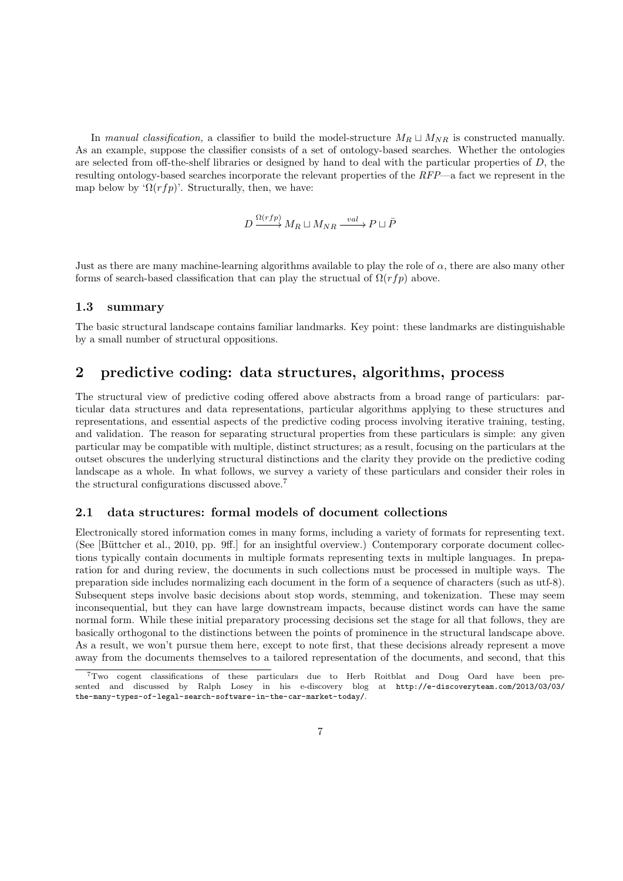In *manual classification,* a classifier to build the model-structure $M_R \sqcup M_{NR}$ is constructed manually. As an example, suppose the classifier consists of a set of ontology-based searches. Whether the ontologies are selected from off-the-shelf libraries or designed by hand to deal with the particular properties of $D$, the resulting ontology-based searches incorporate the relevant properties of the *RFP*—a fact we represent in the map below by '$\Omega(rfp)$'. Structurally, then, we have:

$$D \xrightarrow{\Omega(rfp)} M_R \sqcup M_{NR} \xrightarrow{val} P \sqcup \bar{P}$$

Just as there are many machine-learning algorithms available to play the role of $\alpha$, there are also many other forms of search-based classification that can play the structual of $\Omega(rfp)$ above.

### 1.3 summary

The basic structural landscape contains familiar landmarks. Key point: these landmarks are distinguishable by a small number of structural oppositions.

## 2 predictive coding: data structures, algorithms, process

The structural view of predictive coding offered above abstracts from a broad range of particulars: particular data structures and data representations, particular algorithms applying to these structures and representations, and essential aspects of the predictive coding process involving iterative training, testing, and validation. The reason for separating structural properties from these particulars is simple: any given particular may be compatible with multiple, distinct structures; as a result, focusing on the particulars at the outset obscures the underlying structural distinctions and the clarity they provide on the predictive coding landscape as a whole. In what follows, we survey a variety of these particulars and consider their roles in the structural configurations discussed above.[7]

### 2.1 data structures: formal models of document collections

Electronically stored information comes in many forms, including a variety of formats for representing text. (See [Büttcher et al., 2010, pp. 9ff.] for an insightful overview.) Contemporary corporate document collections typically contain documents in multiple formats representing texts in multiple languages. In preparation for and during review, the documents in such collections must be processed in multiple ways. The preparation side includes normalizing each document in the form of a sequence of characters (such as utf-8). Subsequent steps involve basic decisions about stop words, stemming, and tokenization. These may seem inconsequential, but they can have large downstream impacts, because distinct words can have the same normal form. While these initial preparatory processing decisions set the stage for all that follows, they are basically orthogonal to the distinctions between the points of prominence in the structural landscape above. As a result, we won't pursue them here, except to note first, that these decisions already represent a move away from the documents themselves to a tailored representation of the documents, and second, that this

[7] Two cogent classifications of these particulars due to Herb Roitblat and Doug Oard have been presented and discussed by Ralph Losey in his e-discovery blog at `http://e-discoveryteam.com/2013/03/03/the-many-types-of-legal-search-software-in-the-car-market-today/`.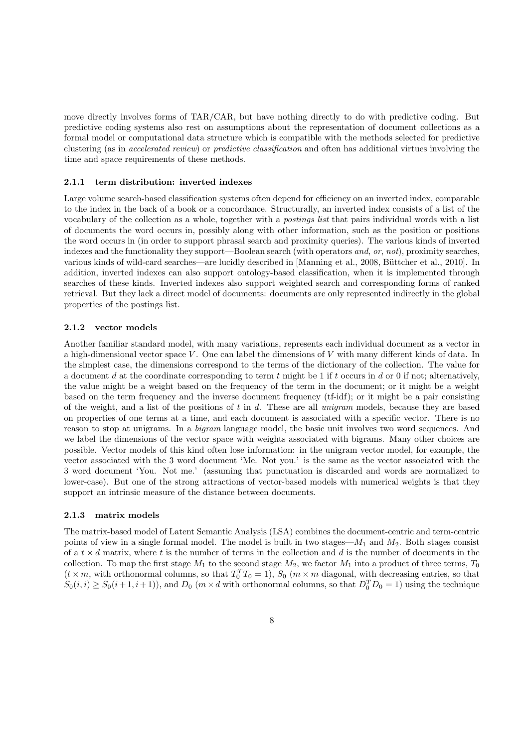move directly involves forms of TAR/CAR, but have nothing directly to do with predictive coding. But predictive coding systems also rest on assumptions about the representation of document collections as a formal model or computational data structure which is compatible with the methods selected for predictive clustering (as in *accelerated review*) or *predictive classification* and often has additional virtues involving the time and space requirements of these methods.

### 2.1.1 term distribution: inverted indexes

Large volume search-based classification systems often depend for efficiency on an inverted index, comparable to the index in the back of a book or a concordance. Structurally, an inverted index consists of a list of the vocabulary of the collection as a whole, together with a *postings list* that pairs individual words with a list of documents the word occurs in, possibly along with other information, such as the position or positions the word occurs in (in order to support phrasal search and proximity queries). The various kinds of inverted indexes and the functionality they support—Boolean search (with operators *and*, *or*, *not*), proximity searches, various kinds of wild-card searches—are lucidly described in [Manning et al., 2008, Büttcher et al., 2010]. In addition, inverted indexes can also support ontology-based classification, when it is implemented through searches of these kinds. Inverted indexes also support weighted search and corresponding forms of ranked retrieval. But they lack a direct model of documents: documents are only represented indirectly in the global properties of the postings list.

### 2.1.2 vector models

Another familiar standard model, with many variations, represents each individual document as a vector in a high-dimensional vector space $V$. One can label the dimensions of $V$ with many different kinds of data. In the simplest case, the dimensions correspond to the terms of the dictionary of the collection. The value for a document $d$ at the coordinate corresponding to term $t$ might be 1 if $t$ occurs in $d$ or 0 if not; alternatively, the value might be a weight based on the frequency of the term in the document; or it might be a weight based on the term frequency and the inverse document frequency (tf-idf); or it might be a pair consisting of the weight, and a list of the positions of $t$ in $d$. These are all *unigram* models, because they are based on properties of one terms at a time, and each document is associated with a specific vector. There is no reason to stop at unigrams. In a *bigram* language model, the basic unit involves two word sequences. And we label the dimensions of the vector space with weights associated with bigrams. Many other choices are possible. Vector models of this kind often lose information: in the unigram vector model, for example, the vector associated with the 3 word document 'Me. Not you.' is the same as the vector associated with the 3 word document 'You. Not me.' (assuming that punctuation is discarded and words are normalized to lower-case). But one of the strong attractions of vector-based models with numerical weights is that they support an intrinsic measure of the distance between documents.

### 2.1.3 matrix models

The matrix-based model of Latent Semantic Analysis (LSA) combines the document-centric and term-centric points of view in a single formal model. The model is built in two stages—$M_1$ and $M_2$. Both stages consist of a $t \times d$ matrix, where $t$ is the number of terms in the collection and $d$ is the number of documents in the collection. To map the first stage $M_1$ to the second stage $M_2$, we factor $M_1$ into a product of three terms, $T_0$ ($t \times m$, with orthonormal columns, so that $T_0^T T_0 = 1$), $S_0$ ($m \times m$ diagonal, with decreasing entries, so that $S_0(i, i) \geq S_0(i+1, i+1)$), and $D_0$ ($m \times d$ with orthonormal columns, so that $D_0^T D_0 = 1$) using the technique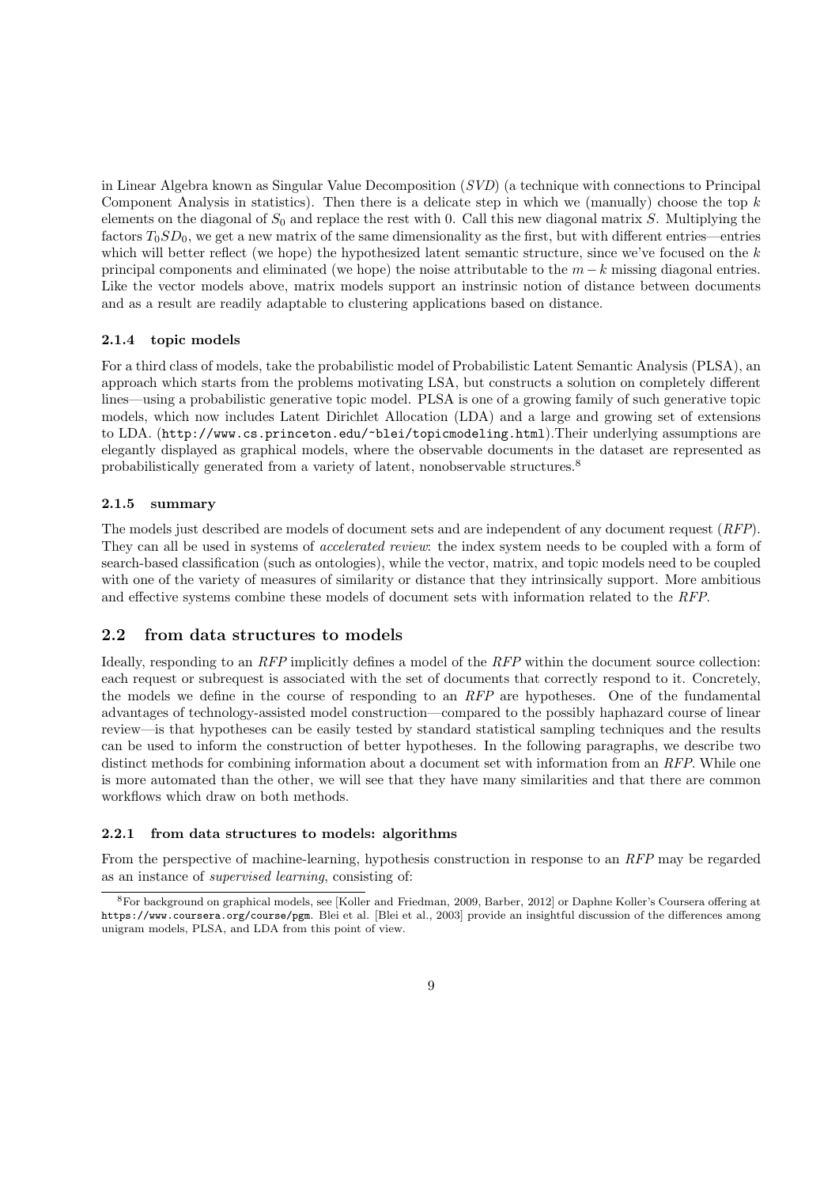in Linear Algebra known as Singular Value Decomposition (*SVD*) (a technique with connections to Principal Component Analysis in statistics). Then there is a delicate step in which we (manually) choose the top $k$ elements on the diagonal of $S_0$ and replace the rest with 0. Call this new diagonal matrix $S$. Multiplying the factors $T_0SD_0$, we get a new matrix of the same dimensionality as the first, but with different entries—entries which will better reflect (we hope) the hypothesized latent semantic structure, since we've focused on the $k$ principal components and eliminated (we hope) the noise attributable to the $m-k$ missing diagonal entries. Like the vector models above, matrix models support an instrinsic notion of distance between documents and as a result are readily adaptable to clustering applications based on distance.

#### 2.1.4 topic models

For a third class of models, take the probabilistic model of Probabilistic Latent Semantic Analysis (PLSA), an approach which starts from the problems motivating LSA, but constructs a solution on completely different lines—using a probabilistic generative topic model. PLSA is one of a growing family of such generative topic models, which now includes Latent Dirichlet Allocation (LDA) and a large and growing set of extensions to LDA. (`http://www.cs.princeton.edu/~blei/topicmodeling.html`).Their underlying assumptions are elegantly displayed as graphical models, where the observable documents in the dataset are represented as probabilistically generated from a variety of latent, nonobservable structures.[8]

#### 2.1.5 summary

The models just described are models of document sets and are independent of any document request (*RFP*). They can all be used in systems of *accelerated review*: the index system needs to be coupled with a form of search-based classification (such as ontologies), while the vector, matrix, and topic models need to be coupled with one of the variety of measures of similarity or distance that they intrinsically support. More ambitious and effective systems combine these models of document sets with information related to the *RFP*.

### 2.2 from data structures to models

Ideally, responding to an *RFP* implicitly defines a model of the *RFP* within the document source collection: each request or subrequest is associated with the set of documents that correctly respond to it. Concretely, the models we define in the course of responding to an *RFP* are hypotheses. One of the fundamental advantages of technology-assisted model construction—compared to the possibly haphazard course of linear review—is that hypotheses can be easily tested by standard statistical sampling techniques and the results can be used to inform the construction of better hypotheses. In the following paragraphs, we describe two distinct methods for combining information about a document set with information from an *RFP*. While one is more automated than the other, we will see that they have many similarities and that there are common workflows which draw on both methods.

#### 2.2.1 from data structures to models: algorithms

From the perspective of machine-learning, hypothesis construction in response to an *RFP* may be regarded as an instance of *supervised learning*, consisting of:

---

[8]For background on graphical models, see [Koller and Friedman, 2009, Barber, 2012] or Daphne Koller's Coursera offering at `https://www.coursera.org/course/pgm`. Blei et al. [Blei et al., 2003] provide an insightful discussion of the differences among unigram models, PLSA, and LDA from this point of view.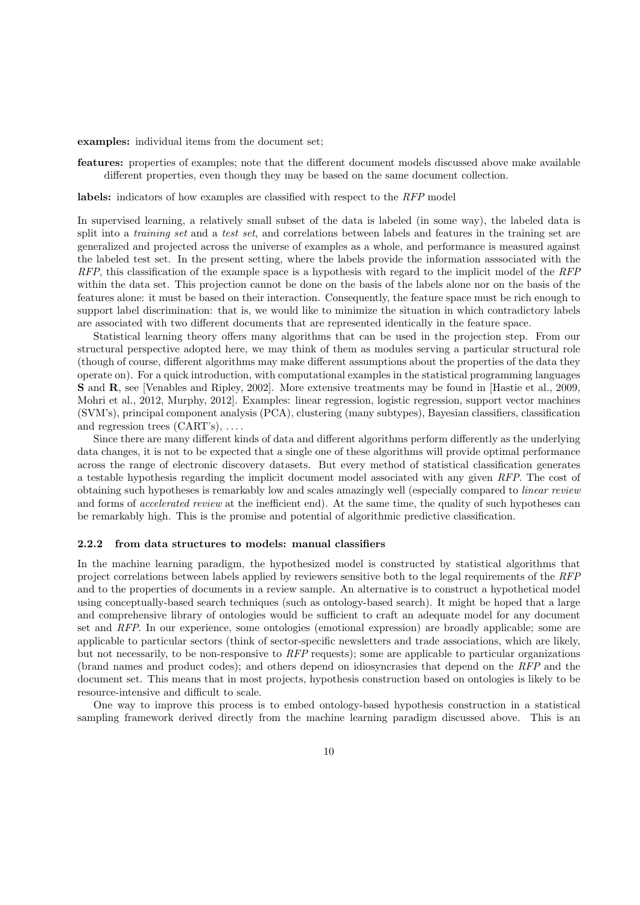**examples:** individual items from the document set;

**features:** properties of examples; note that the different document models discussed above make available different properties, even though they may be based on the same document collection.

**labels:** indicators of how examples are classified with respect to the *RFP* model

In supervised learning, a relatively small subset of the data is labeled (in some way), the labeled data is split into a *training set* and a *test set*, and correlations between labels and features in the training set are generalized and projected across the universe of examples as a whole, and performance is measured against the labeled test set. In the present setting, where the labels provide the information asssociated with the *RFP*, this classification of the example space is a hypothesis with regard to the implicit model of the *RFP* within the data set. This projection cannot be done on the basis of the labels alone nor on the basis of the features alone: it must be based on their interaction. Consequently, the feature space must be rich enough to support label discrimination: that is, we would like to minimize the situation in which contradictory labels are associated with two different documents that are represented identically in the feature space.

Statistical learning theory offers many algorithms that can be used in the projection step. From our structural perspective adopted here, we may think of them as modules serving a particular structural role (though of course, different algorithms may make different assumptions about the properties of the data they operate on). For a quick introduction, with computational examples in the statistical programming languages **S** and **R**, see [Venables and Ripley, 2002]. More extensive treatments may be found in [Hastie et al., 2009, Mohri et al., 2012, Murphy, 2012]. Examples: linear regression, logistic regression, support vector machines (SVM's), principal component analysis (PCA), clustering (many subtypes), Bayesian classifiers, classification and regression trees (CART's), . . . .

Since there are many different kinds of data and different algorithms perform differently as the underlying data changes, it is not to be expected that a single one of these algorithms will provide optimal performance across the range of electronic discovery datasets. But every method of statistical classification generates a testable hypothesis regarding the implicit document model associated with any given *RFP*. The cost of obtaining such hypotheses is remarkably low and scales amazingly well (especially compared to *linear review* and forms of *accelerated review* at the inefficient end). At the same time, the quality of such hypotheses can be remarkably high. This is the promise and potential of algorithmic predictive classification.

### 2.2.2 from data structures to models: manual classifiers

In the machine learning paradigm, the hypothesized model is constructed by statistical algorithms that project correlations between labels applied by reviewers sensitive both to the legal requirements of the *RFP* and to the properties of documents in a review sample. An alternative is to construct a hypothetical model using conceptually-based search techniques (such as ontology-based search). It might be hoped that a large and comprehensive library of ontologies would be sufficient to craft an adequate model for any document set and *RFP*. In our experience, some ontologies (emotional expression) are broadly applicable; some are applicable to particular sectors (think of sector-specific newsletters and trade associations, which are likely, but not necessarily, to be non-responsive to *RFP* requests); some are applicable to particular organizations (brand names and product codes); and others depend on idiosyncrasies that depend on the *RFP* and the document set. This means that in most projects, hypothesis construction based on ontologies is likely to be resource-intensive and difficult to scale.

One way to improve this process is to embed ontology-based hypothesis construction in a statistical sampling framework derived directly from the machine learning paradigm discussed above. This is an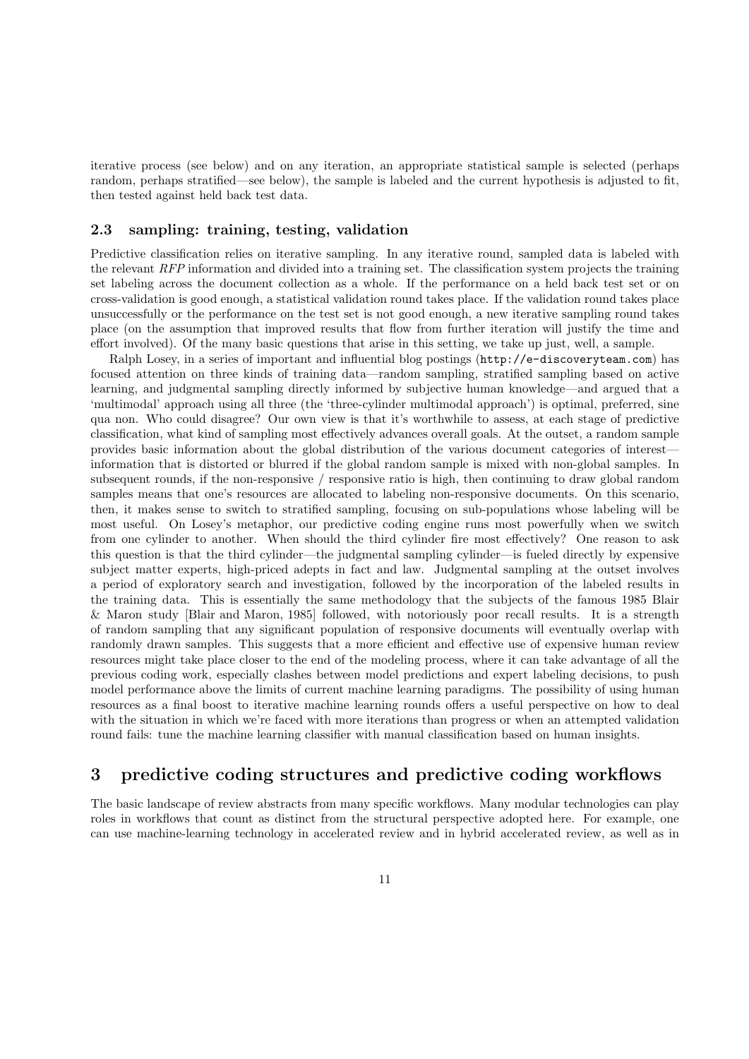iterative process (see below) and on any iteration, an appropriate statistical sample is selected (perhaps random, perhaps stratified—see below), the sample is labeled and the current hypothesis is adjusted to fit, then tested against held back test data.

### 2.3 sampling: training, testing, validation

Predictive classification relies on iterative sampling. In any iterative round, sampled data is labeled with the relevant *RFP* information and divided into a training set. The classification system projects the training set labeling across the document collection as a whole. If the performance on a held back test set or on cross-validation is good enough, a statistical validation round takes place. If the validation round takes place unsuccessfully or the performance on the test set is not good enough, a new iterative sampling round takes place (on the assumption that improved results that flow from further iteration will justify the time and effort involved). Of the many basic questions that arise in this setting, we take up just, well, a sample.

Ralph Losey, in a series of important and influential blog postings (`http://e-discoveryteam.com`) has focused attention on three kinds of training data—random sampling, stratified sampling based on active learning, and judgmental sampling directly informed by subjective human knowledge—and argued that a 'multimodal' approach using all three (the 'three-cylinder multimodal approach') is optimal, preferred, sine qua non. Who could disagree? Our own view is that it's worthwhile to assess, at each stage of predictive classification, what kind of sampling most effectively advances overall goals. At the outset, a random sample provides basic information about the global distribution of the various document categories of interest—information that is distorted or blurred if the global random sample is mixed with non-global samples. In subsequent rounds, if the non-responsive / responsive ratio is high, then continuing to draw global random samples means that one's resources are allocated to labeling non-responsive documents. On this scenario, then, it makes sense to switch to stratified sampling, focusing on sub-populations whose labeling will be most useful. On Losey's metaphor, our predictive coding engine runs most powerfully when we switch from one cylinder to another. When should the third cylinder fire most effectively? One reason to ask this question is that the third cylinder—the judgmental sampling cylinder—is fueled directly by expensive subject matter experts, high-priced adepts in fact and law. Judgmental sampling at the outset involves a period of exploratory search and investigation, followed by the incorporation of the labeled results in the training data. This is essentially the same methodology that the subjects of the famous 1985 Blair & Maron study [Blair and Maron, 1985] followed, with notoriously poor recall results. It is a strength of random sampling that any significant population of responsive documents will eventually overlap with randomly drawn samples. This suggests that a more efficient and effective use of expensive human review resources might take place closer to the end of the modeling process, where it can take advantage of all the previous coding work, especially clashes between model predictions and expert labeling decisions, to push model performance above the limits of current machine learning paradigms. The possibility of using human resources as a final boost to iterative machine learning rounds offers a useful perspective on how to deal with the situation in which we're faced with more iterations than progress or when an attempted validation round fails: tune the machine learning classifier with manual classification based on human insights.

## 3 predictive coding structures and predictive coding workflows

The basic landscape of review abstracts from many specific workflows. Many modular technologies can play roles in workflows that count as distinct from the structural perspective adopted here. For example, one can use machine-learning technology in accelerated review and in hybrid accelerated review, as well as in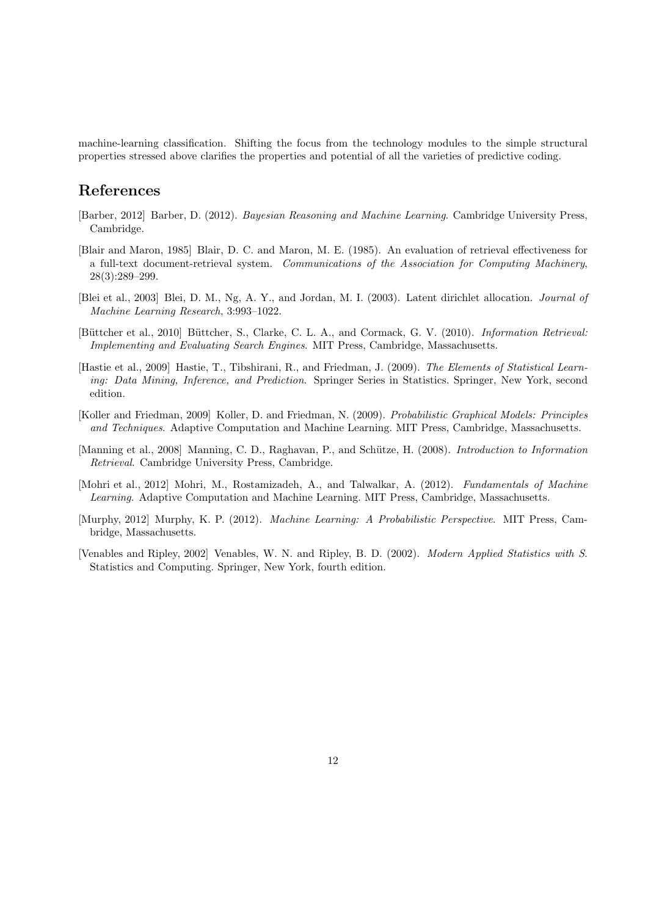machine-learning classification. Shifting the focus from the technology modules to the simple structural properties stressed above clarifies the properties and potential of all the varieties of predictive coding.

## References

[Barber, 2012] Barber, D. (2012). *Bayesian Reasoning and Machine Learning*. Cambridge University Press, Cambridge.

[Blair and Maron, 1985] Blair, D. C. and Maron, M. E. (1985). An evaluation of retrieval effectiveness for a full-text document-retrieval system. *Communications of the Association for Computing Machinery*, 28(3):289–299.

[Blei et al., 2003] Blei, D. M., Ng, A. Y., and Jordan, M. I. (2003). Latent dirichlet allocation. *Journal of Machine Learning Research*, 3:993–1022.

[Büttcher et al., 2010] Büttcher, S., Clarke, C. L. A., and Cormack, G. V. (2010). *Information Retrieval: Implementing and Evaluating Search Engines*. MIT Press, Cambridge, Massachusetts.

[Hastie et al., 2009] Hastie, T., Tibshirani, R., and Friedman, J. (2009). *The Elements of Statistical Learning: Data Mining, Inference, and Prediction*. Springer Series in Statistics. Springer, New York, second edition.

[Koller and Friedman, 2009] Koller, D. and Friedman, N. (2009). *Probabilistic Graphical Models: Principles and Techniques*. Adaptive Computation and Machine Learning. MIT Press, Cambridge, Massachusetts.

[Manning et al., 2008] Manning, C. D., Raghavan, P., and Schütze, H. (2008). *Introduction to Information Retrieval*. Cambridge University Press, Cambridge.

[Mohri et al., 2012] Mohri, M., Rostamizadeh, A., and Talwalkar, A. (2012). *Fundamentals of Machine Learning*. Adaptive Computation and Machine Learning. MIT Press, Cambridge, Massachusetts.

[Murphy, 2012] Murphy, K. P. (2012). *Machine Learning: A Probabilistic Perspective*. MIT Press, Cambridge, Massachusetts.

[Venables and Ripley, 2002] Venables, W. N. and Ripley, B. D. (2002). *Modern Applied Statistics with S*. Statistics and Computing. Springer, New York, fourth edition.